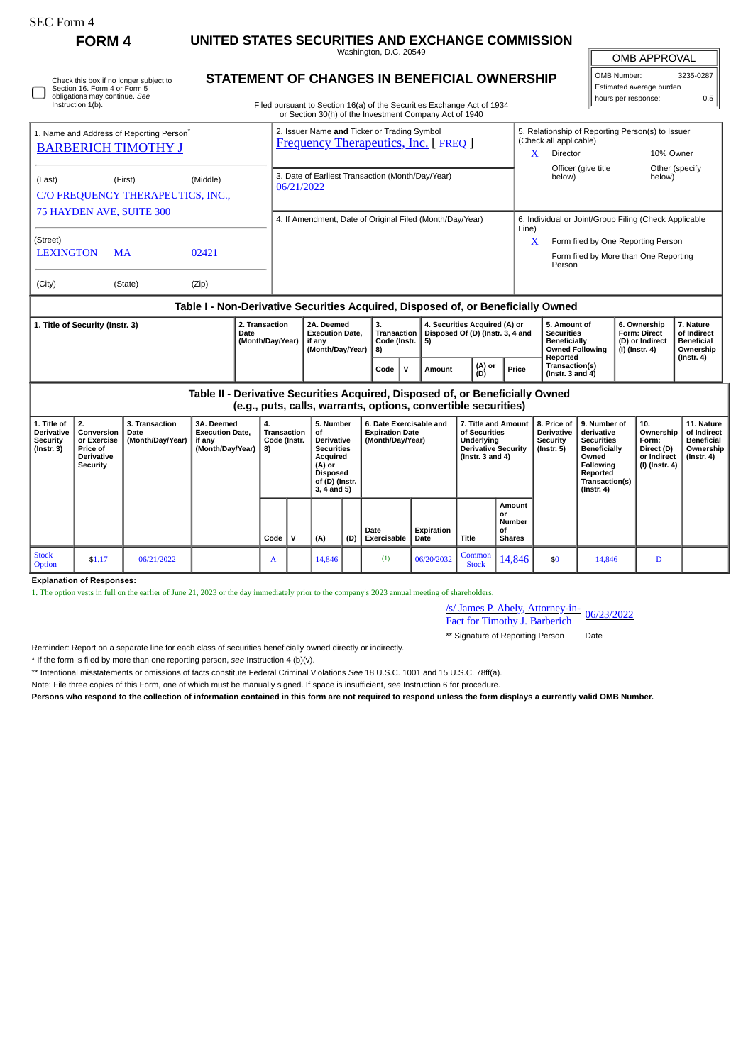SEC Form 4

# FORM 4

# UNITED STATES SECURITIES AND EXCHANGE COMMISSION

Washington, D.C. 20549

## STATEMENT OF CHANGES IN BENEFICIAL OWNERSHIP

Filed pursuant to Section 16(a) of the Securities Exchange Act of 1934 or Section 30(h) of the Investment Company Act of 1940

| OMB APPROVAL | |
|---|---|
| OMB Number: | 3235-0287 |
| Estimated average burden | |
| hours per response: | 0.5 |

☐ Check this box if no longer subject to Section 16. Form 4 or Form 5 obligations may continue. *See* Instruction 1(b).

1. Name and Address of Reporting Person*
BARBERICH TIMOTHY J

(Last) (First) (Middle)
C/O FREQUENCY THERAPEUTICS, INC., 75 HAYDEN AVE, SUITE 300

(Street)
LEXINGTON MA 02421

(City) (State) (Zip)

2. Issuer Name **and** Ticker or Trading Symbol
Frequency Therapeutics, Inc. [ FREQ ]

3. Date of Earliest Transaction (Month/Day/Year)
06/21/2022

4. If Amendment, Date of Original Filed (Month/Day/Year)

5. Relationship of Reporting Person(s) to Issuer (Check all applicable)
X Director
10% Owner
Officer (give title below)
Other (specify below)

6. Individual or Joint/Group Filing (Check Applicable Line)
X Form filed by One Reporting Person
Form filed by More than One Reporting Person

### Table I - Non-Derivative Securities Acquired, Disposed of, or Beneficially Owned

| 1. Title of Security (Instr. 3) | 2. Transaction Date (Month/Day/Year) | 2A. Deemed Execution Date, if any (Month/Day/Year) | 3. Transaction Code (Instr. 8) | | 4. Securities Acquired (A) or Disposed Of (D) (Instr. 3, 4 and 5) | | | 5. Amount of Securities Beneficially Owned Following Reported Transaction(s) (Instr. 3 and 4) | 6. Ownership Form: Direct (D) or Indirect (I) (Instr. 4) | 7. Nature of Indirect Beneficial Ownership (Instr. 4) |
|---|---|---|---|---|---|---|---|---|---|---|
| | | | Code | V | Amount | (A) or (D) | Price | | | |

### Table II - Derivative Securities Acquired, Disposed of, or Beneficially Owned (e.g., puts, calls, warrants, options, convertible securities)

| 1. Title of Derivative Security (Instr. 3) | 2. Conversion or Exercise Price of Derivative Security | 3. Transaction Date (Month/Day/Year) | 3A. Deemed Execution Date, if any (Month/Day/Year) | 4. Transaction Code (Instr. 8) | | 5. Number of Derivative Securities Acquired (A) or Disposed of (D) (Instr. 3, 4 and 5) | | 6. Date Exercisable and Expiration Date (Month/Day/Year) | | 7. Title and Amount of Securities Underlying Derivative Security (Instr. 3 and 4) | | 8. Price of Derivative Security (Instr. 5) | 9. Number of derivative Securities Beneficially Owned Following Reported Transaction(s) (Instr. 4) | 10. Ownership Form: Direct (D) or Indirect (I) (Instr. 4) | 11. Nature of Indirect Beneficial Ownership (Instr. 4) |
|---|---|---|---|---|---|---|---|---|---|---|---|---|---|---|---|
| | | | | Code | V | (A) | (D) | Date Exercisable | Expiration Date | Title | Amount or Number of Shares | | | | |
| Stock Option | $1.17 | 06/21/2022 | | A | | 14,846 | | (1) | 06/20/2032 | Common Stock | 14,846 | $0 | 14,846 | D | |

**Explanation of Responses:**

1. The option vests in full on the earlier of June 21, 2023 or the day immediately prior to the company's 2023 annual meeting of shareholders.

/s/ James P. Abely, Attorney-in-Fact for Timothy J. Barberich — 06/23/2022

** Signature of Reporting Person — Date

Reminder: Report on a separate line for each class of securities beneficially owned directly or indirectly.

* If the form is filed by more than one reporting person, *see* Instruction 4 (b)(v).

** Intentional misstatements or omissions of facts constitute Federal Criminal Violations *See* 18 U.S.C. 1001 and 15 U.S.C. 78ff(a).

Note: File three copies of this Form, one of which must be manually signed. If space is insufficient, *see* Instruction 6 for procedure.

**Persons who respond to the collection of information contained in this form are not required to respond unless the form displays a currently valid OMB Number.**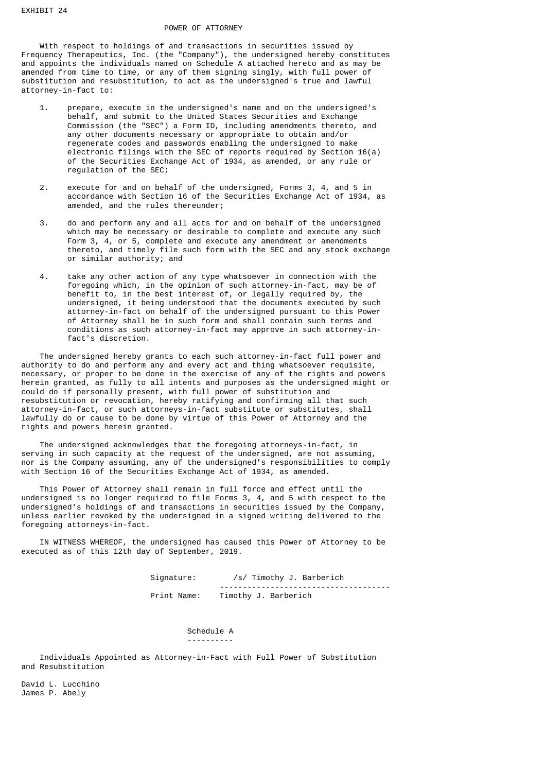EXHIBIT 24

# POWER OF ATTORNEY

With respect to holdings of and transactions in securities issued by Frequency Therapeutics, Inc. (the "Company"), the undersigned hereby constitutes and appoints the individuals named on Schedule A attached hereto and as may be amended from time to time, or any of them signing singly, with full power of substitution and resubstitution, to act as the undersigned's true and lawful attorney-in-fact to:

1. prepare, execute in the undersigned's name and on the undersigned's behalf, and submit to the United States Securities and Exchange Commission (the "SEC") a Form ID, including amendments thereto, and any other documents necessary or appropriate to obtain and/or regenerate codes and passwords enabling the undersigned to make electronic filings with the SEC of reports required by Section 16(a) of the Securities Exchange Act of 1934, as amended, or any rule or regulation of the SEC;

2. execute for and on behalf of the undersigned, Forms 3, 4, and 5 in accordance with Section 16 of the Securities Exchange Act of 1934, as amended, and the rules thereunder;

3. do and perform any and all acts for and on behalf of the undersigned which may be necessary or desirable to complete and execute any such Form 3, 4, or 5, complete and execute any amendment or amendments thereto, and timely file such form with the SEC and any stock exchange or similar authority; and

4. take any other action of any type whatsoever in connection with the foregoing which, in the opinion of such attorney-in-fact, may be of benefit to, in the best interest of, or legally required by, the undersigned, it being understood that the documents executed by such attorney-in-fact on behalf of the undersigned pursuant to this Power of Attorney shall be in such form and shall contain such terms and conditions as such attorney-in-fact may approve in such attorney-in-fact's discretion.

The undersigned hereby grants to each such attorney-in-fact full power and authority to do and perform any and every act and thing whatsoever requisite, necessary, or proper to be done in the exercise of any of the rights and powers herein granted, as fully to all intents and purposes as the undersigned might or could do if personally present, with full power of substitution and resubstitution or revocation, hereby ratifying and confirming all that such attorney-in-fact, or such attorneys-in-fact substitute or substitutes, shall lawfully do or cause to be done by virtue of this Power of Attorney and the rights and powers herein granted.

The undersigned acknowledges that the foregoing attorneys-in-fact, in serving in such capacity at the request of the undersigned, are not assuming, nor is the Company assuming, any of the undersigned's responsibilities to comply with Section 16 of the Securities Exchange Act of 1934, as amended.

This Power of Attorney shall remain in full force and effect until the undersigned is no longer required to file Forms 3, 4, and 5 with respect to the undersigned's holdings of and transactions in securities issued by the Company, unless earlier revoked by the undersigned in a signed writing delivered to the foregoing attorneys-in-fact.

IN WITNESS WHEREOF, the undersigned has caused this Power of Attorney to be executed as of this 12th day of September, 2019.

Signature: /s/ Timothy J. Barberich

Print Name: Timothy J. Barberich

## Schedule A

Individuals Appointed as Attorney-in-Fact with Full Power of Substitution and Resubstitution

David L. Lucchino
James P. Abely